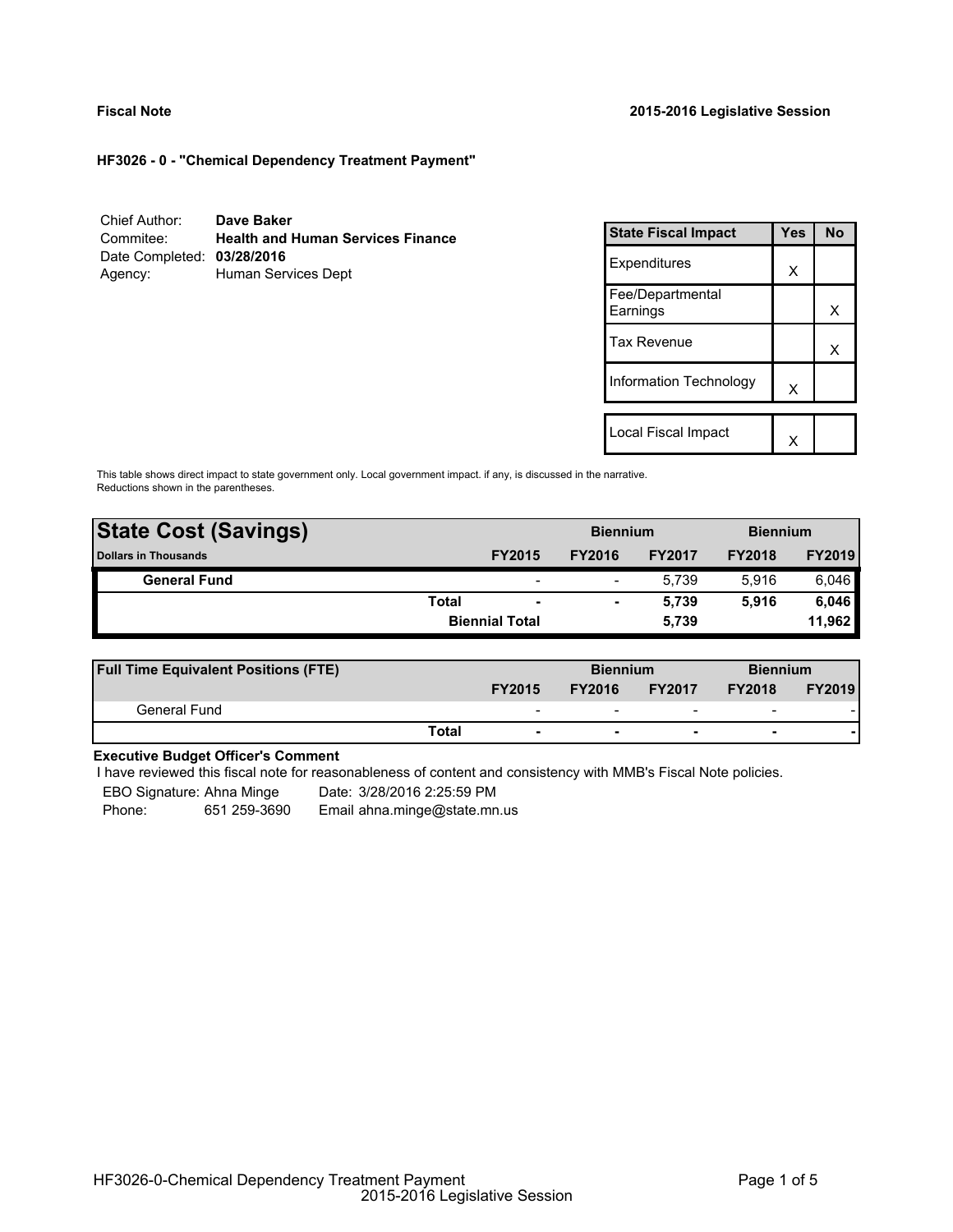**Fiscal Note** **2015-2016 Legislative Session**

**HF3026 - 0 - "Chemical Dependency Treatment Payment"**

| | |
|---|---|
| Chief Author: | **Dave Baker** |
| Commitee: | **Health and Human Services Finance** |
| Date Completed: | **03/28/2016** |
| Agency: | Human Services Dept |

| State Fiscal Impact | Yes | No |
|---|---|---|
| Expenditures | X | |
| Fee/Departmental Earnings | | X |
| Tax Revenue | | X |
| Information Technology | X | |

| | Yes | No |
|---|---|---|
| Local Fiscal Impact | X | |

This table shows direct impact to state government only. Local government impact. if any, is discussed in the narrative. Reductions shown in the parentheses.

| **State Cost (Savings)** | | | **Biennium** | | **Biennium** | |
|---|---|---|---|---|---|---|
| **Dollars in Thousands** | | **FY2015** | **FY2016** | **FY2017** | **FY2018** | **FY2019** |
| **General Fund** | | - | - | 5,739 | 5,916 | 6,046 |
| | **Total** | **-** | **-** | **5,739** | **5,916** | **6,046** |
| | | **Biennial Total** | | **5,739** | | **11,962** |

| **Full Time Equivalent Positions (FTE)** | | | **Biennium** | | **Biennium** | |
|---|---|---|---|---|---|---|
| | | **FY2015** | **FY2016** | **FY2017** | **FY2018** | **FY2019** |
| General Fund | | - | - | - | - | - |
| | **Total** | **-** | **-** | **-** | **-** | **-** |

**Executive Budget Officer's Comment**

I have reviewed this fiscal note for reasonableness of content and consistency with MMB's Fiscal Note policies.

EBO Signature: Ahna Minge Date: 3/28/2016 2:25:59 PM

Phone: 651 259-3690 Email ahna.minge@state.mn.us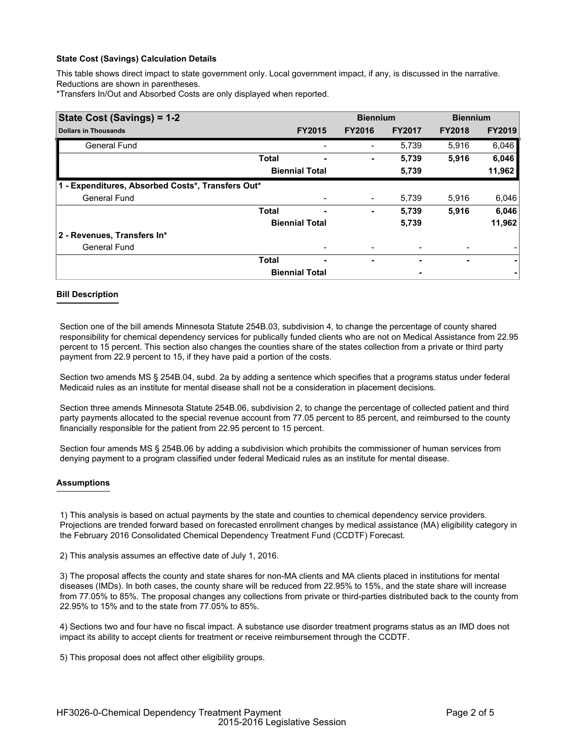**State Cost (Savings) Calculation Details**

This table shows direct impact to state government only. Local government impact, if any, is discussed in the narrative. Reductions are shown in parentheses.

*Transfers In/Out and Absorbed Costs are only displayed when reported.

| State Cost (Savings) = 1-2 | | Biennium | | Biennium | |
|---|---|---|---|---|---|
| **Dollars in Thousands** | **FY2015** | **FY2016** | **FY2017** | **FY2018** | **FY2019** |
| General Fund | - | - | 5,739 | 5,916 | 6,046 |
| **Total** | **-** | **-** | **5,739** | **5,916** | **6,046** |
| **Biennial Total** | | | **5,739** | | **11,962** |
| **1 - Expenditures, Absorbed Costs*, Transfers Out*** | | | | | |
| General Fund | - | - | 5,739 | 5,916 | 6,046 |
| **Total** | **-** | **-** | **5,739** | **5,916** | **6,046** |
| **Biennial Total** | | | **5,739** | | **11,962** |
| **2 - Revenues, Transfers In*** | | | | | |
| General Fund | - | - | - | - | - |
| **Total** | **-** | **-** | **-** | **-** | **-** |
| **Biennial Total** | | | **-** | | **-** |

**Bill Description**

Section one of the bill amends Minnesota Statute 254B.03, subdivision 4, to change the percentage of county shared responsibility for chemical dependency services for publically funded clients who are not on Medical Assistance from 22.95 percent to 15 percent. This section also changes the counties share of the states collection from a private or third party payment from 22.9 percent to 15, if they have paid a portion of the costs.

Section two amends MS § 254B.04, subd. 2a by adding a sentence which specifies that a programs status under federal Medicaid rules as an institute for mental disease shall not be a consideration in placement decisions.

Section three amends Minnesota Statute 254B.06, subdivision 2, to change the percentage of collected patient and third party payments allocated to the special revenue account from 77.05 percent to 85 percent, and reimbursed to the county financially responsible for the patient from 22.95 percent to 15 percent.

Section four amends MS § 254B.06 by adding a subdivision which prohibits the commissioner of human services from denying payment to a program classified under federal Medicaid rules as an institute for mental disease.

**Assumptions**

1) This analysis is based on actual payments by the state and counties to chemical dependency service providers. Projections are trended forward based on forecasted enrollment changes by medical assistance (MA) eligibility category in the February 2016 Consolidated Chemical Dependency Treatment Fund (CCDTF) Forecast.

2) This analysis assumes an effective date of July 1, 2016.

3) The proposal affects the county and state shares for non-MA clients and MA clients placed in institutions for mental diseases (IMDs). In both cases, the county share will be reduced from 22.95% to 15%, and the state share will increase from 77.05% to 85%. The proposal changes any collections from private or third-parties distributed back to the county from 22.95% to 15% and to the state from 77.05% to 85%.

4) Sections two and four have no fiscal impact. A substance use disorder treatment programs status as an IMD does not impact its ability to accept clients for treatment or receive reimbursement through the CCDTF.

5) This proposal does not affect other eligibility groups.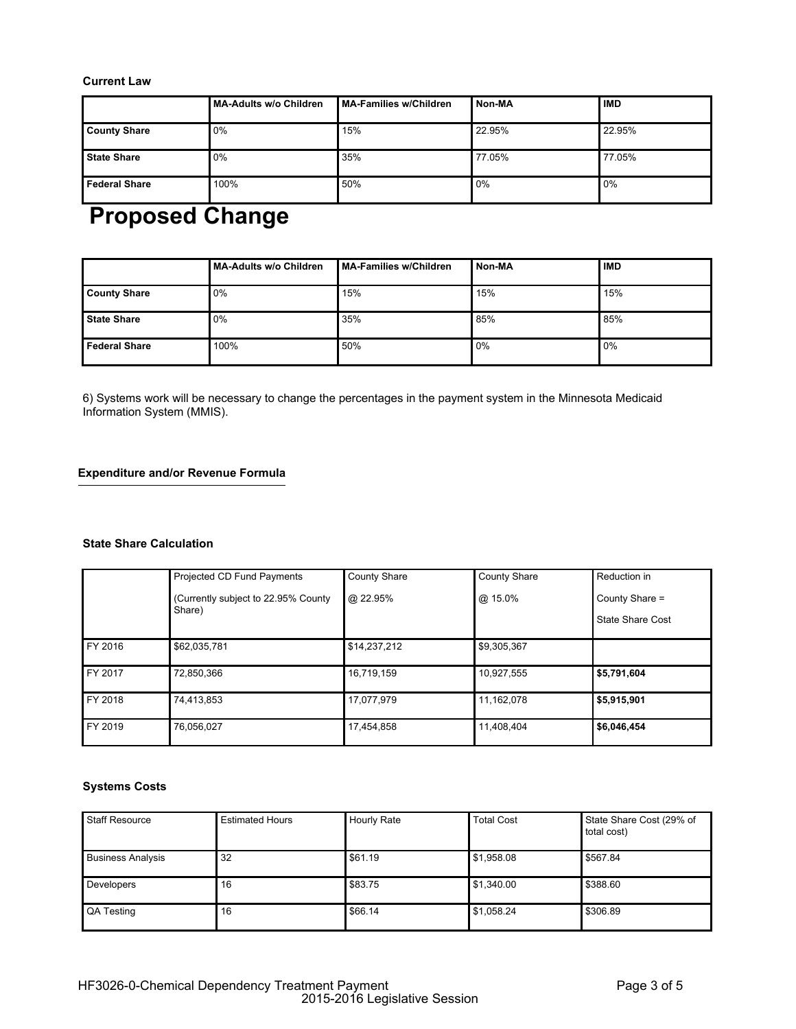**Current Law**

| | MA-Adults w/o Children | MA-Families w/Children | Non-MA | IMD |
|---|---|---|---|---|
| **County Share** | 0% | 15% | 22.95% | 22.95% |
| **State Share** | 0% | 35% | 77.05% | 77.05% |
| **Federal Share** | 100% | 50% | 0% | 0% |

# Proposed Change

| | MA-Adults w/o Children | MA-Families w/Children | Non-MA | IMD |
|---|---|---|---|---|
| **County Share** | 0% | 15% | 15% | 15% |
| **State Share** | 0% | 35% | 85% | 85% |
| **Federal Share** | 100% | 50% | 0% | 0% |

6) Systems work will be necessary to change the percentages in the payment system in the Minnesota Medicaid Information System (MMIS).

**Expenditure and/or Revenue Formula**

**State Share Calculation**

| | Projected CD Fund Payments (Currently subject to 22.95% County Share) | County Share @ 22.95% | County Share @ 15.0% | Reduction in County Share = State Share Cost |
|---|---|---|---|---|
| FY 2016 | $62,035,781 | $14,237,212 | $9,305,367 | |
| FY 2017 | 72,850,366 | 16,719,159 | 10,927,555 | **$5,791,604** |
| FY 2018 | 74,413,853 | 17,077,979 | 11,162,078 | **$5,915,901** |
| FY 2019 | 76,056,027 | 17,454,858 | 11,408,404 | **$6,046,454** |

**Systems Costs**

| Staff Resource | Estimated Hours | Hourly Rate | Total Cost | State Share Cost (29% of total cost) |
|---|---|---|---|---|
| Business Analysis | 32 | $61.19 | $1,958.08 | $567.84 |
| Developers | 16 | $83.75 | $1,340.00 | $388.60 |
| QA Testing | 16 | $66.14 | $1,058.24 | $306.89 |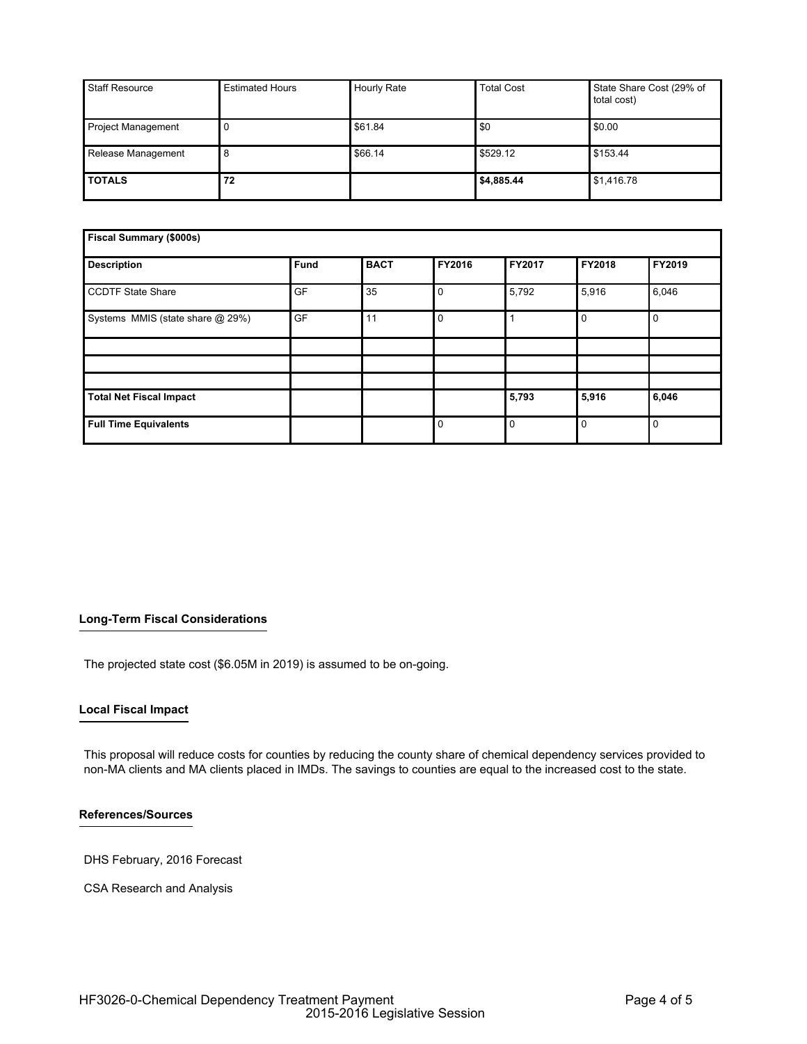| Staff Resource | Estimated Hours | Hourly Rate | Total Cost | State Share Cost (29% of total cost) |
|---|---|---|---|---|
| Project Management | 0 | $61.84 | $0 | $0.00 |
| Release Management | 8 | $66.14 | $529.12 | $153.44 |
| **TOTALS** | **72** | | **$4,885.44** | $1,416.78 |

| Fiscal Summary ($000s) | | | | | | |
|---|---|---|---|---|---|---|
| **Description** | **Fund** | **BACT** | **FY2016** | **FY2017** | **FY2018** | **FY2019** |
| CCDTF State Share | GF | 35 | 0 | 5,792 | 5,916 | 6,046 |
| Systems MMIS (state share @ 29%) | GF | 11 | 0 | 1 | 0 | 0 |
| | | | | | | |
| | | | | | | |
| | | | | | | |
| **Total Net Fiscal Impact** | | | | **5,793** | **5,916** | **6,046** |
| **Full Time Equivalents** | | | 0 | 0 | 0 | 0 |

**Long-Term Fiscal Considerations**

The projected state cost ($6.05M in 2019) is assumed to be on-going.

**Local Fiscal Impact**

This proposal will reduce costs for counties by reducing the county share of chemical dependency services provided to non-MA clients and MA clients placed in IMDs. The savings to counties are equal to the increased cost to the state.

**References/Sources**

DHS February, 2016 Forecast

CSA Research and Analysis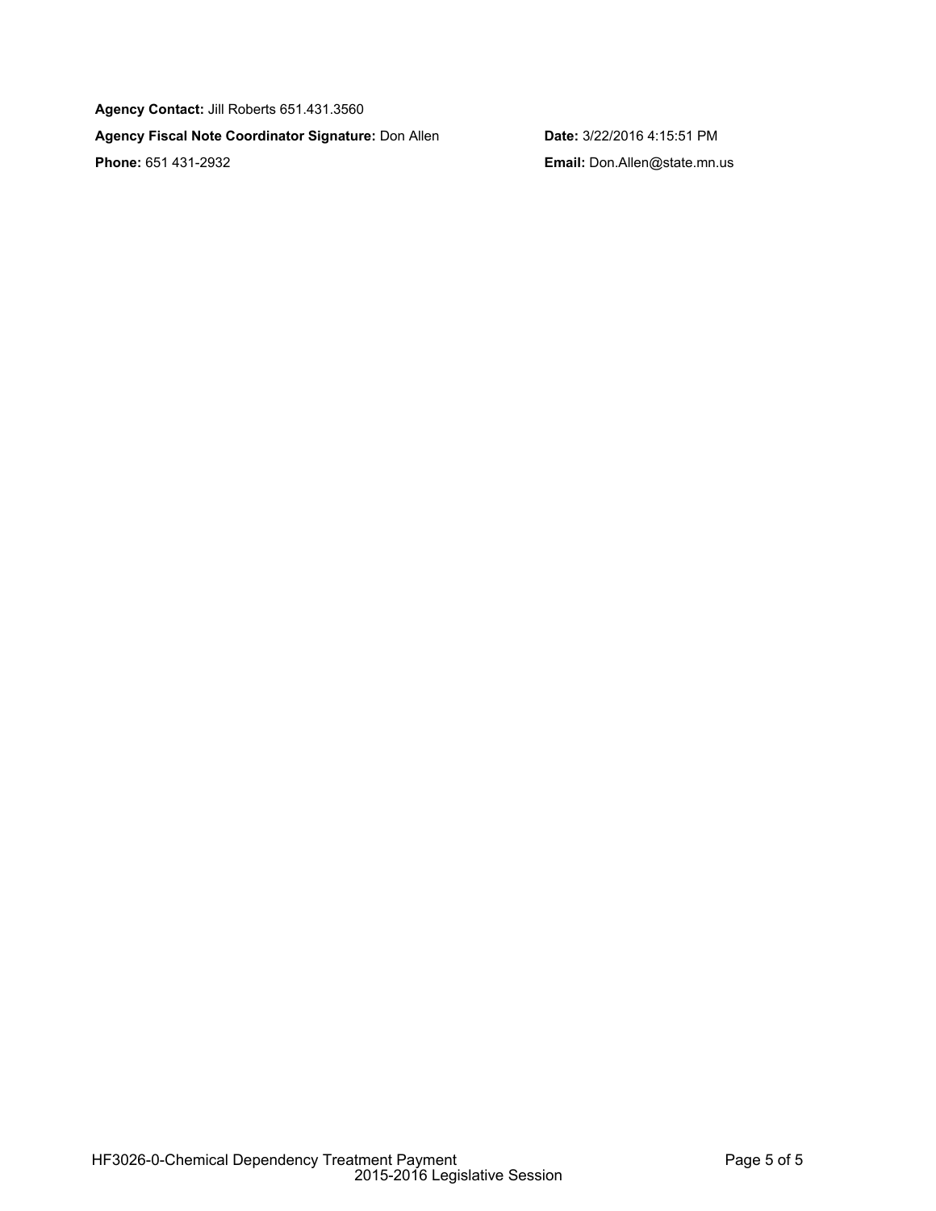**Agency Contact:** Jill Roberts 651.431.3560

**Agency Fiscal Note Coordinator Signature:** Don Allen

**Date:** 3/22/2016 4:15:51 PM

**Phone:** 651 431-2932

**Email:** Don.Allen@state.mn.us